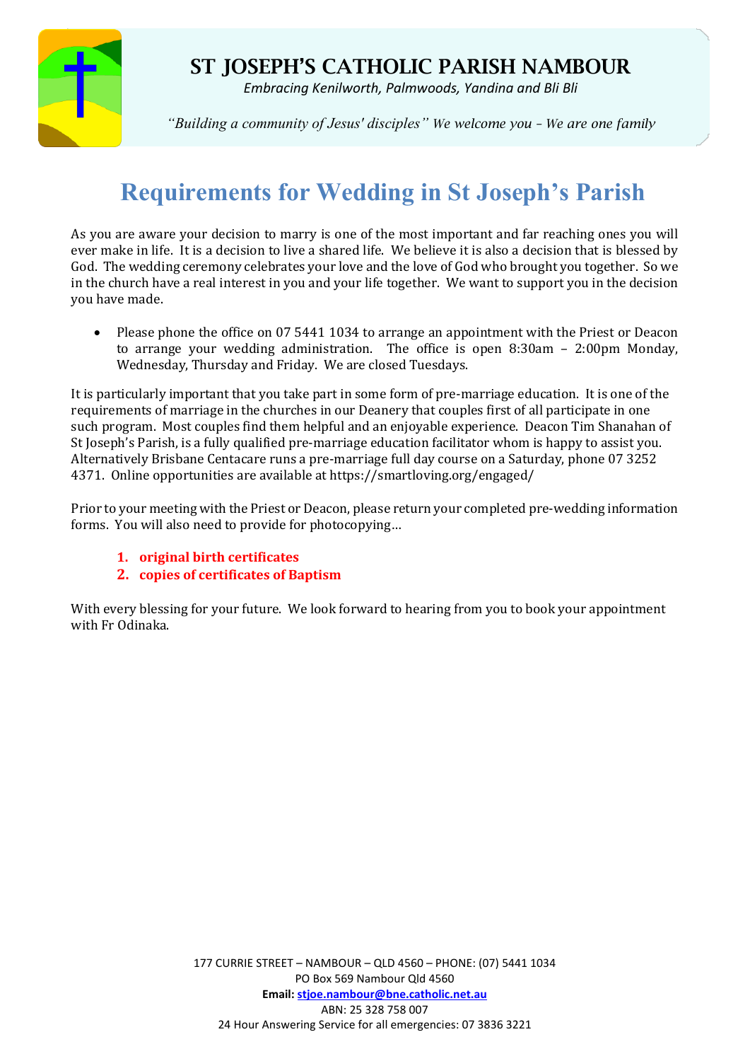# ST JOSEPH'S CATHOLIC PARISH NAMBOUR

*Embracing Kenilworth, Palmwoods, Yandina and Bli Bli*

*"Building a community of Jesus' disciples" We welcome you - We are one family*

## Requirements for Wedding in St Joseph's Parish

As you are aware your decision to marry is one of the most important and far reaching ones you will ever make in life. It is a decision to live a shared life. We believe it is also a decision that is blessed by God. The wedding ceremony celebrates your love and the love of God who brought you together. So we in the church have a real interest in you and your life together. We want to support you in the decision you have made.

- Please phone the office on 07 5441 1034 to arrange an appointment with the Priest or Deacon to arrange your wedding administration. The office is open 8:30am – 2:00pm Monday, Wednesday, Thursday and Friday. We are closed Tuesdays.

It is particularly important that you take part in some form of pre-marriage education. It is one of the requirements of marriage in the churches in our Deanery that couples first of all participate in one such program. Most couples find them helpful and an enjoyable experience. Deacon Tim Shanahan of St Joseph's Parish, is a fully qualified pre-marriage education facilitator whom is happy to assist you. Alternatively Brisbane Centacare runs a pre-marriage full day course on a Saturday, phone 07 3252 4371. Online opportunities are available at https://smartloving.org/engaged/

Prior to your meeting with the Priest or Deacon, please return your completed pre-wedding information forms. You will also need to provide for photocopying…

1. **original birth certificates**
2. **copies of certificates of Baptism**

With every blessing for your future. We look forward to hearing from you to book your appointment with Fr Odinaka.

177 CURRIE STREET – NAMBOUR – QLD 4560 – PHONE: (07) 5441 1034
PO Box 569 Nambour Qld 4560
**Email:** stjoe.nambour@bne.catholic.net.au
ABN: 25 328 758 007
24 Hour Answering Service for all emergencies: 07 3836 3221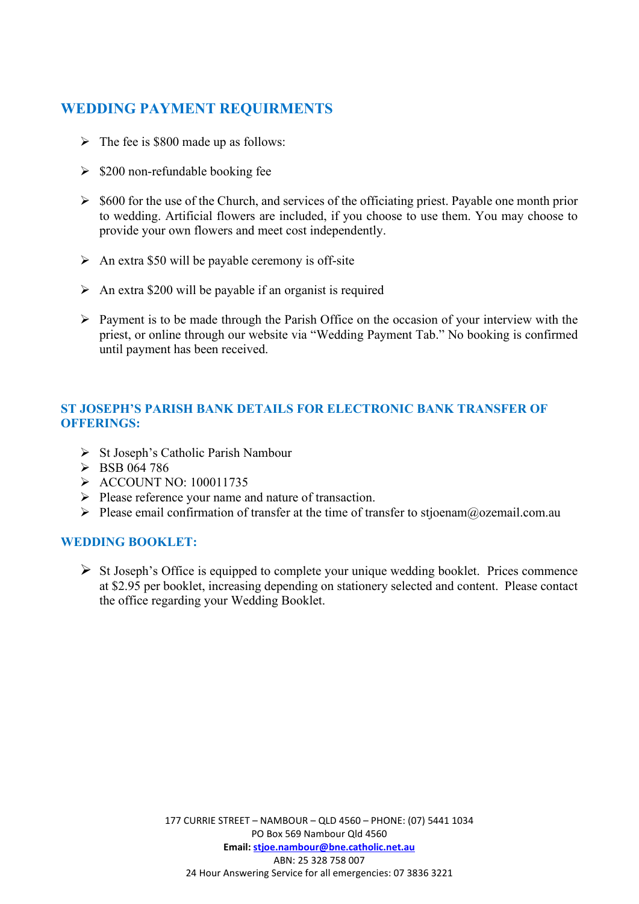## WEDDING PAYMENT REQUIRMENTS

- The fee is $800 made up as follows:
- $200 non-refundable booking fee
- $600 for the use of the Church, and services of the officiating priest. Payable one month prior to wedding. Artificial flowers are included, if you choose to use them. You may choose to provide your own flowers and meet cost independently.
- An extra $50 will be payable ceremony is off-site
- An extra $200 will be payable if an organist is required
- Payment is to be made through the Parish Office on the occasion of your interview with the priest, or online through our website via "Wedding Payment Tab." No booking is confirmed until payment has been received.

### ST JOSEPH'S PARISH BANK DETAILS FOR ELECTRONIC BANK TRANSFER OF OFFERINGS:

- St Joseph's Catholic Parish Nambour
- BSB 064 786
- ACCOUNT NO: 100011735
- Please reference your name and nature of transaction.
- Please email confirmation of transfer at the time of transfer to stjoenam@ozemail.com.au

### WEDDING BOOKLET:

- St Joseph's Office is equipped to complete your unique wedding booklet. Prices commence at $2.95 per booklet, increasing depending on stationery selected and content. Please contact the office regarding your Wedding Booklet.

177 CURRIE STREET – NAMBOUR – QLD 4560 – PHONE: (07) 5441 1034
PO Box 569 Nambour Qld 4560
**Email:** stjoe.nambour@bne.catholic.net.au
ABN: 25 328 758 007
24 Hour Answering Service for all emergencies: 07 3836 3221